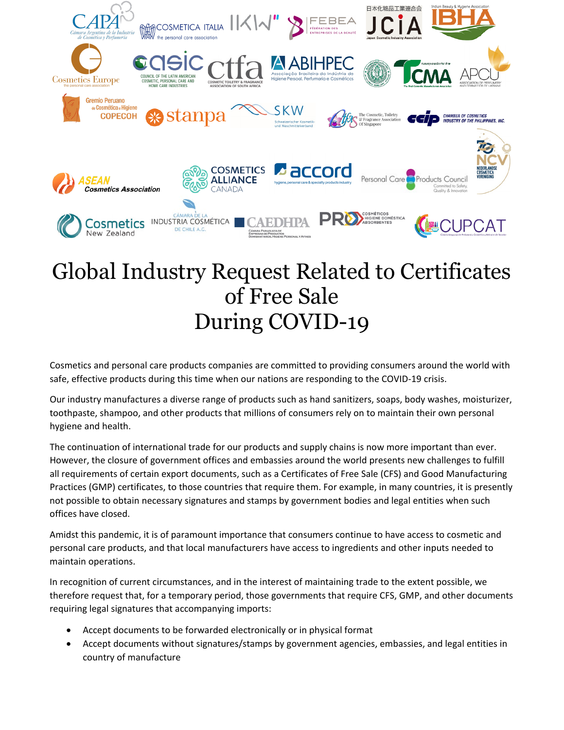# Global Industry Request Related to Certificates of Free Sale During COVID-19

Cosmetics and personal care products companies are committed to providing consumers around the world with safe, effective products during this time when our nations are responding to the COVID-19 crisis.

Our industry manufactures a diverse range of products such as hand sanitizers, soaps, body washes, moisturizer, toothpaste, shampoo, and other products that millions of consumers rely on to maintain their own personal hygiene and health.

The continuation of international trade for our products and supply chains is now more important than ever. However, the closure of government offices and embassies around the world presents new challenges to fulfill all requirements of certain export documents, such as a Certificates of Free Sale (CFS) and Good Manufacturing Practices (GMP) certificates, to those countries that require them. For example, in many countries, it is presently not possible to obtain necessary signatures and stamps by government bodies and legal entities when such offices have closed.

Amidst this pandemic, it is of paramount importance that consumers continue to have access to cosmetic and personal care products, and that local manufacturers have access to ingredients and other inputs needed to maintain operations.

In recognition of current circumstances, and in the interest of maintaining trade to the extent possible, we therefore request that, for a temporary period, those governments that require CFS, GMP, and other documents requiring legal signatures that accompanying imports:

- Accept documents to be forwarded electronically or in physical format
- Accept documents without signatures/stamps by government agencies, embassies, and legal entities in country of manufacture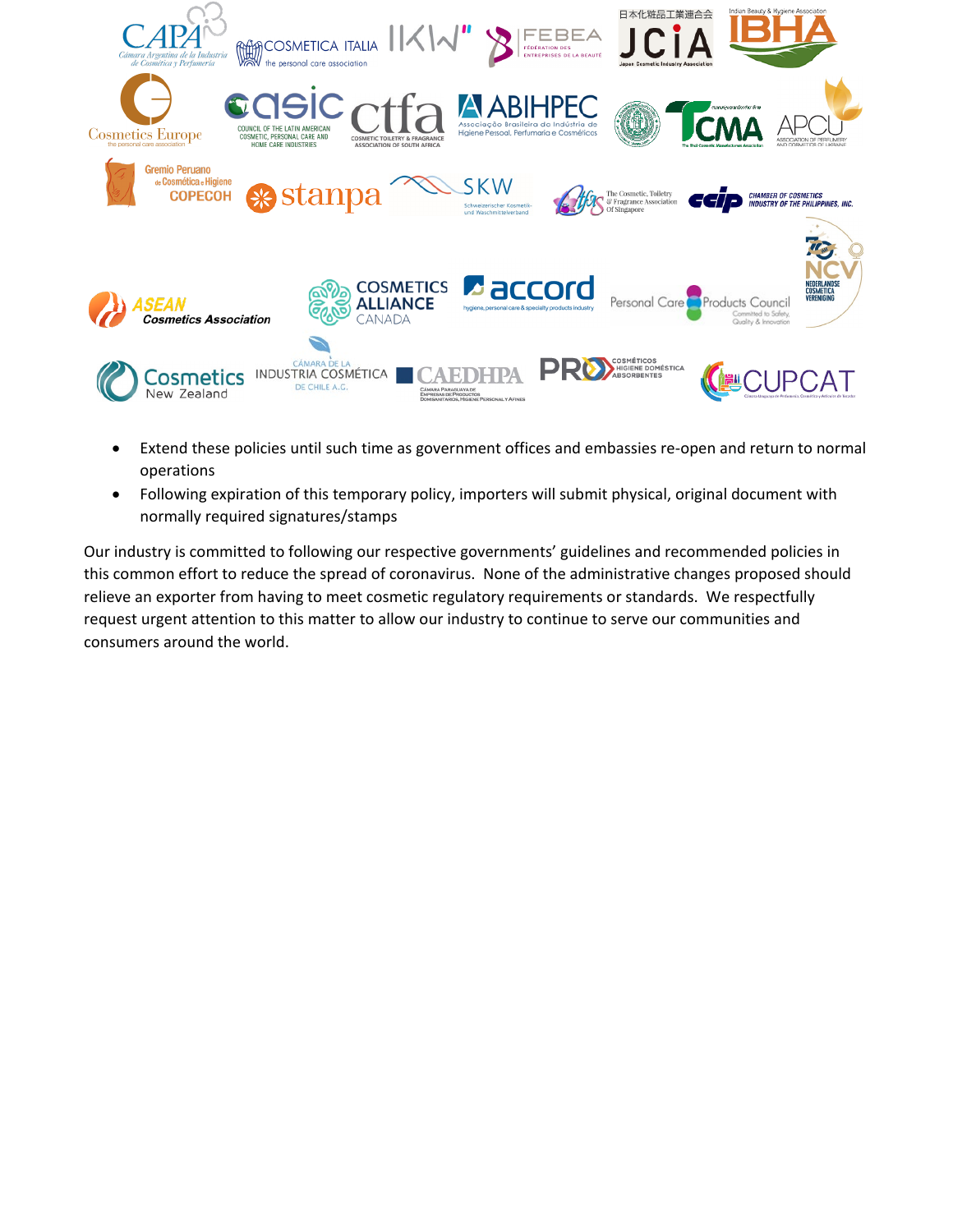- Extend these policies until such time as government offices and embassies re-open and return to normal operations
- Following expiration of this temporary policy, importers will submit physical, original document with normally required signatures/stamps

Our industry is committed to following our respective governments' guidelines and recommended policies in this common effort to reduce the spread of coronavirus. None of the administrative changes proposed should relieve an exporter from having to meet cosmetic regulatory requirements or standards. We respectfully request urgent attention to this matter to allow our industry to continue to serve our communities and consumers around the world.